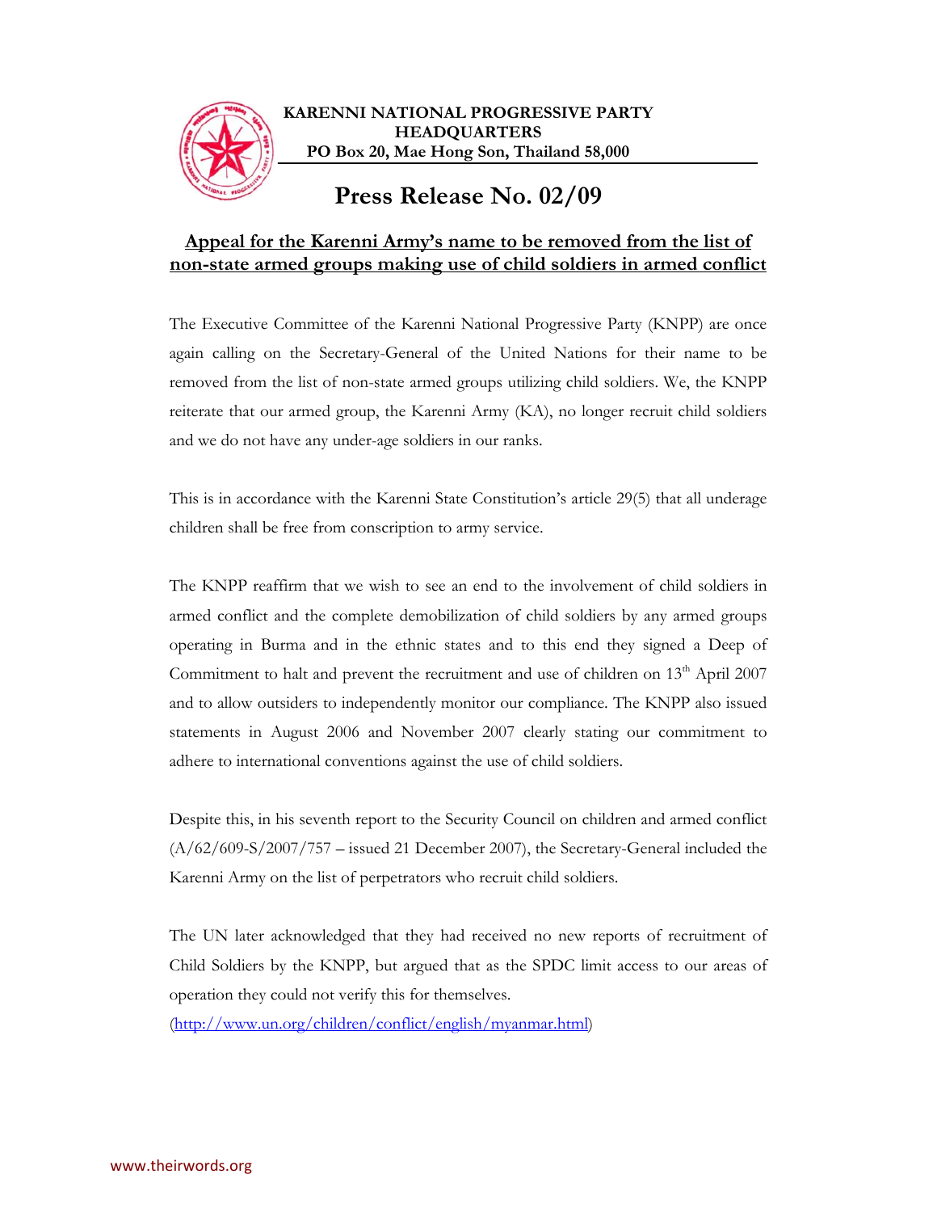**KARENNI NATIONAL PROGRESSIVE PARTY**
**HEADQUARTERS**
**PO Box 20, Mae Hong Son, Thailand 58,000**

# Press Release No. 02/09

## Appeal for the Karenni Army's name to be removed from the list of non-state armed groups making use of child soldiers in armed conflict

The Executive Committee of the Karenni National Progressive Party (KNPP) are once again calling on the Secretary-General of the United Nations for their name to be removed from the list of non-state armed groups utilizing child soldiers. We, the KNPP reiterate that our armed group, the Karenni Army (KA), no longer recruit child soldiers and we do not have any under-age soldiers in our ranks.

This is in accordance with the Karenni State Constitution's article 29(5) that all underage children shall be free from conscription to army service.

The KNPP reaffirm that we wish to see an end to the involvement of child soldiers in armed conflict and the complete demobilization of child soldiers by any armed groups operating in Burma and in the ethnic states and to this end they signed a Deep of Commitment to halt and prevent the recruitment and use of children on 13th April 2007 and to allow outsiders to independently monitor our compliance. The KNPP also issued statements in August 2006 and November 2007 clearly stating our commitment to adhere to international conventions against the use of child soldiers.

Despite this, in his seventh report to the Security Council on children and armed conflict (A/62/609-S/2007/757 – issued 21 December 2007), the Secretary-General included the Karenni Army on the list of perpetrators who recruit child soldiers.

The UN later acknowledged that they had received no new reports of recruitment of Child Soldiers by the KNPP, but argued that as the SPDC limit access to our areas of operation they could not verify this for themselves.
(http://www.un.org/children/conflict/english/myanmar.html)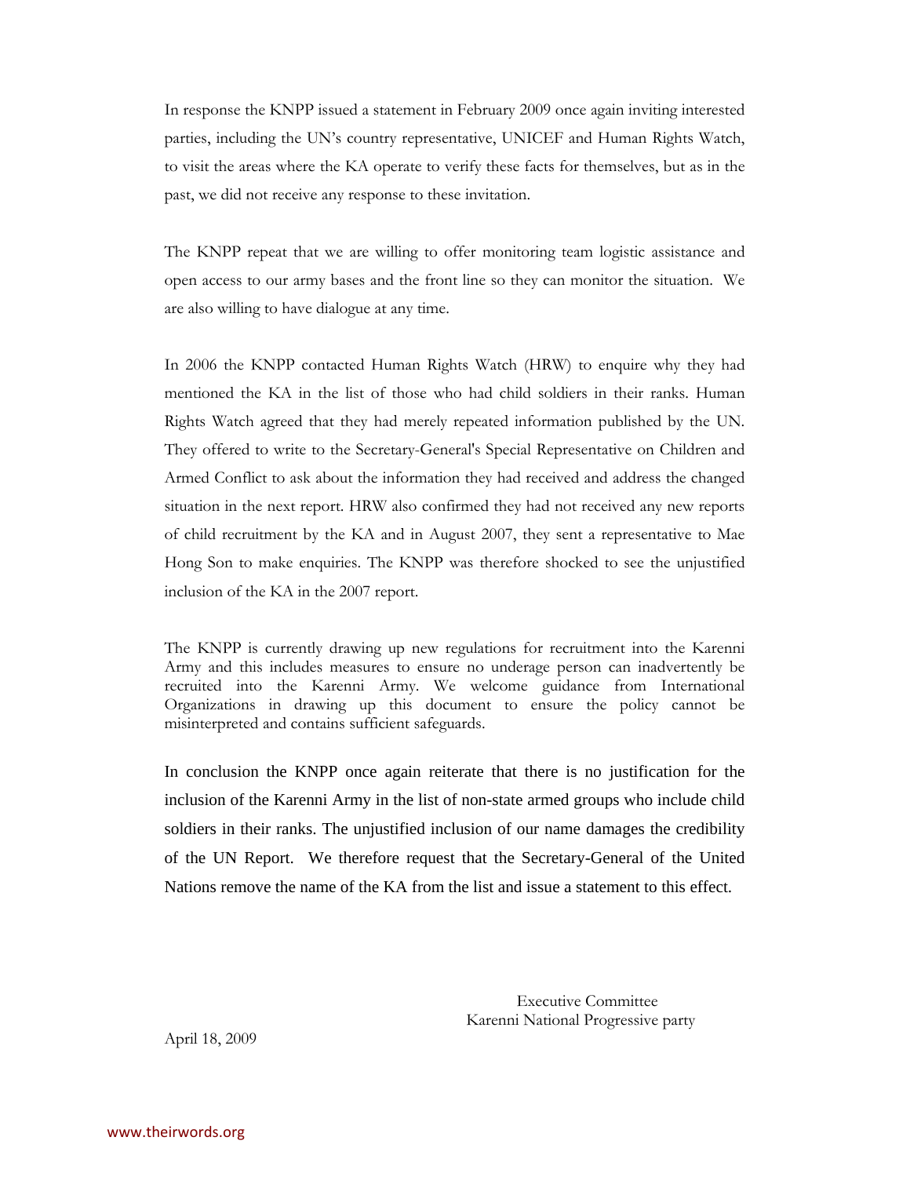In response the KNPP issued a statement in February 2009 once again inviting interested parties, including the UN's country representative, UNICEF and Human Rights Watch, to visit the areas where the KA operate to verify these facts for themselves, but as in the past, we did not receive any response to these invitation.

The KNPP repeat that we are willing to offer monitoring team logistic assistance and open access to our army bases and the front line so they can monitor the situation. We are also willing to have dialogue at any time.

In 2006 the KNPP contacted Human Rights Watch (HRW) to enquire why they had mentioned the KA in the list of those who had child soldiers in their ranks. Human Rights Watch agreed that they had merely repeated information published by the UN. They offered to write to the Secretary-General's Special Representative on Children and Armed Conflict to ask about the information they had received and address the changed situation in the next report. HRW also confirmed they had not received any new reports of child recruitment by the KA and in August 2007, they sent a representative to Mae Hong Son to make enquiries. The KNPP was therefore shocked to see the unjustified inclusion of the KA in the 2007 report.

The KNPP is currently drawing up new regulations for recruitment into the Karenni Army and this includes measures to ensure no underage person can inadvertently be recruited into the Karenni Army. We welcome guidance from International Organizations in drawing up this document to ensure the policy cannot be misinterpreted and contains sufficient safeguards.

In conclusion the KNPP once again reiterate that there is no justification for the inclusion of the Karenni Army in the list of non-state armed groups who include child soldiers in their ranks. The unjustified inclusion of our name damages the credibility of the UN Report. We therefore request that the Secretary-General of the United Nations remove the name of the KA from the list and issue a statement to this effect.

Executive Committee
Karenni National Progressive party

April 18, 2009

www.theirwords.org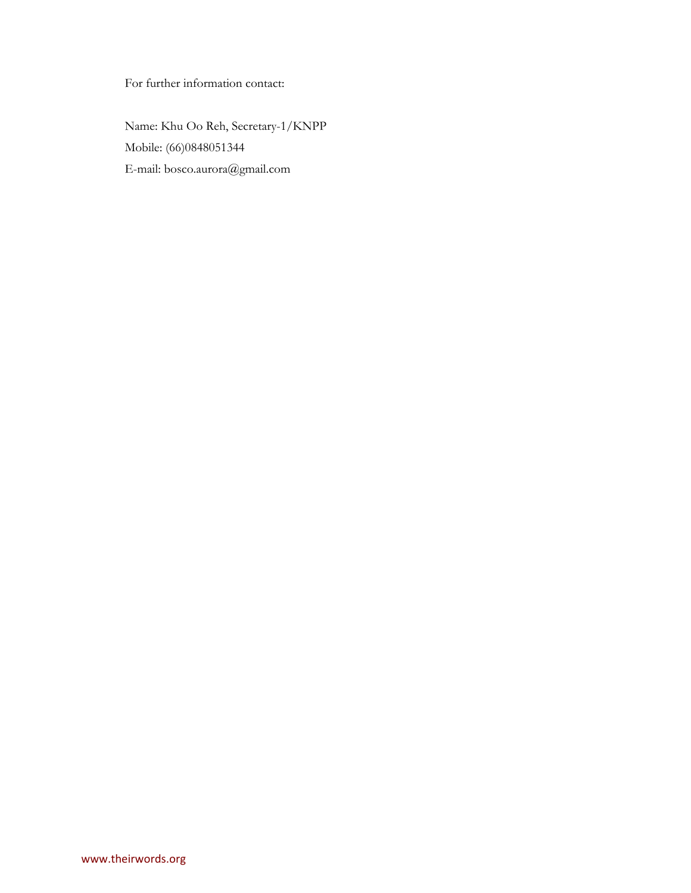For further information contact:

Name: Khu Oo Reh, Secretary-1/KNPP

Mobile: (66)0848051344

E-mail: bosco.aurora@gmail.com